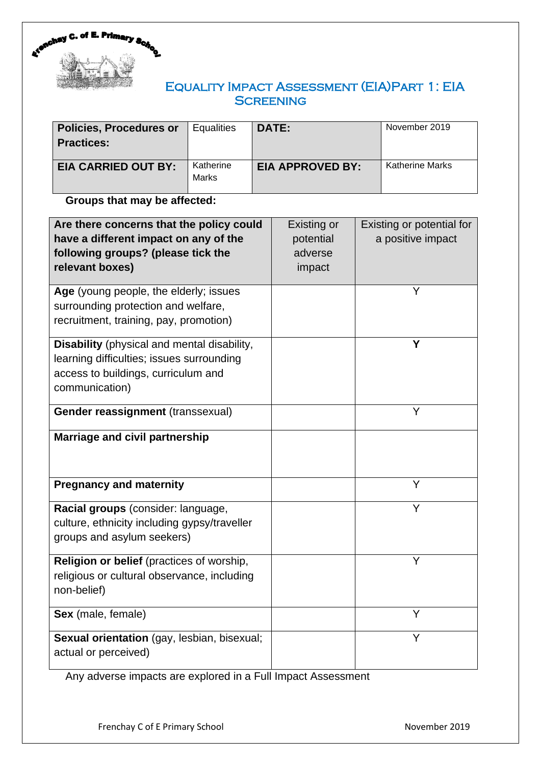Frenchay C. of E. Primary School

# Equality Impact Assessment (EIA) Part 1: EIA Screening

| **Policies, Procedures or Practices:** | Equalities | **DATE:** | November 2019 |
|---|---|---|---|
| **EIA CARRIED OUT BY:** | Katherine Marks | **EIA APPROVED BY:** | Katherine Marks |

**Groups that may be affected:**

| **Are there concerns that the policy could have a different impact on any of the following groups? (please tick the relevant boxes)** | Existing or potential adverse impact | Existing or potential for a positive impact |
|---|---|---|
| **Age** (young people, the elderly; issues surrounding protection and welfare, recruitment, training, pay, promotion) | | Y |
| **Disability** (physical and mental disability, learning difficulties; issues surrounding access to buildings, curriculum and communication) | | **Y** |
| **Gender reassignment** (transsexual) | | Y |
| **Marriage and civil partnership** | | |
| **Pregnancy and maternity** | | Y |
| **Racial groups** (consider: language, culture, ethnicity including gypsy/traveller groups and asylum seekers) | | Y |
| **Religion or belief** (practices of worship, religious or cultural observance, including non-belief) | | Y |
| **Sex** (male, female) | | Y |
| **Sexual orientation** (gay, lesbian, bisexual; actual or perceived) | | Y |

Any adverse impacts are explored in a Full Impact Assessment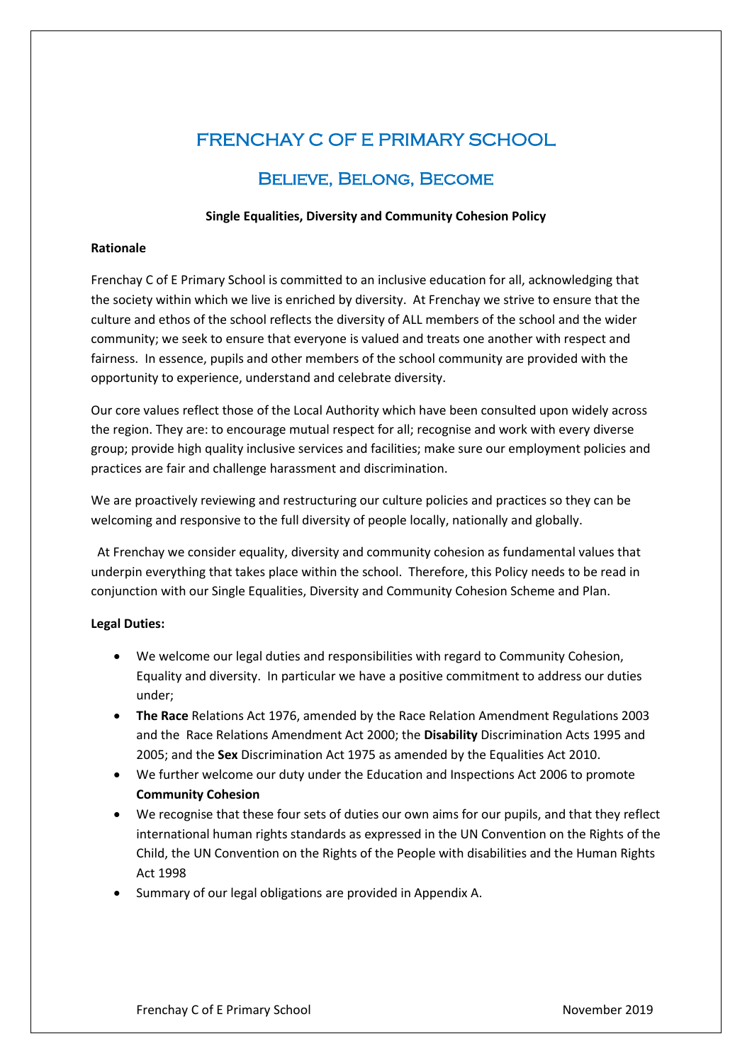# FRENCHAY C OF E PRIMARY SCHOOL

## Believe, Belong, Become

**Single Equalities, Diversity and Community Cohesion Policy**

**Rationale**

Frenchay C of E Primary School is committed to an inclusive education for all, acknowledging that the society within which we live is enriched by diversity. At Frenchay we strive to ensure that the culture and ethos of the school reflects the diversity of ALL members of the school and the wider community; we seek to ensure that everyone is valued and treats one another with respect and fairness. In essence, pupils and other members of the school community are provided with the opportunity to experience, understand and celebrate diversity.

Our core values reflect those of the Local Authority which have been consulted upon widely across the region. They are: to encourage mutual respect for all; recognise and work with every diverse group; provide high quality inclusive services and facilities; make sure our employment policies and practices are fair and challenge harassment and discrimination.

We are proactively reviewing and restructuring our culture policies and practices so they can be welcoming and responsive to the full diversity of people locally, nationally and globally.

At Frenchay we consider equality, diversity and community cohesion as fundamental values that underpin everything that takes place within the school. Therefore, this Policy needs to be read in conjunction with our Single Equalities, Diversity and Community Cohesion Scheme and Plan.

**Legal Duties:**

- We welcome our legal duties and responsibilities with regard to Community Cohesion, Equality and diversity. In particular we have a positive commitment to address our duties under;
- **The Race** Relations Act 1976, amended by the Race Relation Amendment Regulations 2003 and the Race Relations Amendment Act 2000; the **Disability** Discrimination Acts 1995 and 2005; and the **Sex** Discrimination Act 1975 as amended by the Equalities Act 2010.
- We further welcome our duty under the Education and Inspections Act 2006 to promote **Community Cohesion**
- We recognise that these four sets of duties our own aims for our pupils, and that they reflect international human rights standards as expressed in the UN Convention on the Rights of the Child, the UN Convention on the Rights of the People with disabilities and the Human Rights Act 1998
- Summary of our legal obligations are provided in Appendix A.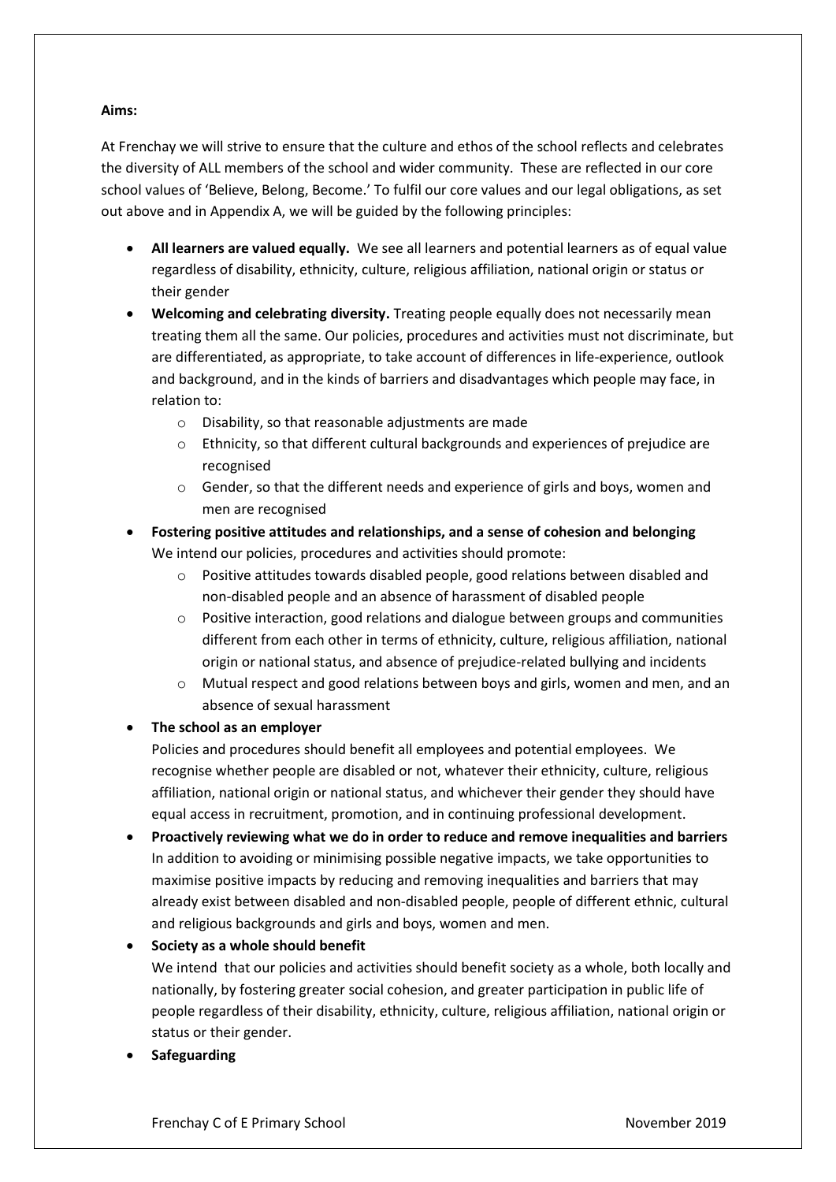**Aims:**

At Frenchay we will strive to ensure that the culture and ethos of the school reflects and celebrates the diversity of ALL members of the school and wider community. These are reflected in our core school values of 'Believe, Belong, Become.' To fulfil our core values and our legal obligations, as set out above and in Appendix A, we will be guided by the following principles:

- **All learners are valued equally.** We see all learners and potential learners as of equal value regardless of disability, ethnicity, culture, religious affiliation, national origin or status or their gender
- **Welcoming and celebrating diversity.** Treating people equally does not necessarily mean treating them all the same. Our policies, procedures and activities must not discriminate, but are differentiated, as appropriate, to take account of differences in life-experience, outlook and background, and in the kinds of barriers and disadvantages which people may face, in relation to:
  - Disability, so that reasonable adjustments are made
  - Ethnicity, so that different cultural backgrounds and experiences of prejudice are recognised
  - Gender, so that the different needs and experience of girls and boys, women and men are recognised
- **Fostering positive attitudes and relationships, and a sense of cohesion and belonging**
  We intend our policies, procedures and activities should promote:
  - Positive attitudes towards disabled people, good relations between disabled and non-disabled people and an absence of harassment of disabled people
  - Positive interaction, good relations and dialogue between groups and communities different from each other in terms of ethnicity, culture, religious affiliation, national origin or national status, and absence of prejudice-related bullying and incidents
  - Mutual respect and good relations between boys and girls, women and men, and an absence of sexual harassment
- **The school as an employer**
  Policies and procedures should benefit all employees and potential employees. We recognise whether people are disabled or not, whatever their ethnicity, culture, religious affiliation, national origin or national status, and whichever their gender they should have equal access in recruitment, promotion, and in continuing professional development.
- **Proactively reviewing what we do in order to reduce and remove inequalities and barriers**
  In addition to avoiding or minimising possible negative impacts, we take opportunities to maximise positive impacts by reducing and removing inequalities and barriers that may already exist between disabled and non-disabled people, people of different ethnic, cultural and religious backgrounds and girls and boys, women and men.
- **Society as a whole should benefit**
  We intend that our policies and activities should benefit society as a whole, both locally and nationally, by fostering greater social cohesion, and greater participation in public life of people regardless of their disability, ethnicity, culture, religious affiliation, national origin or status or their gender.
- **Safeguarding**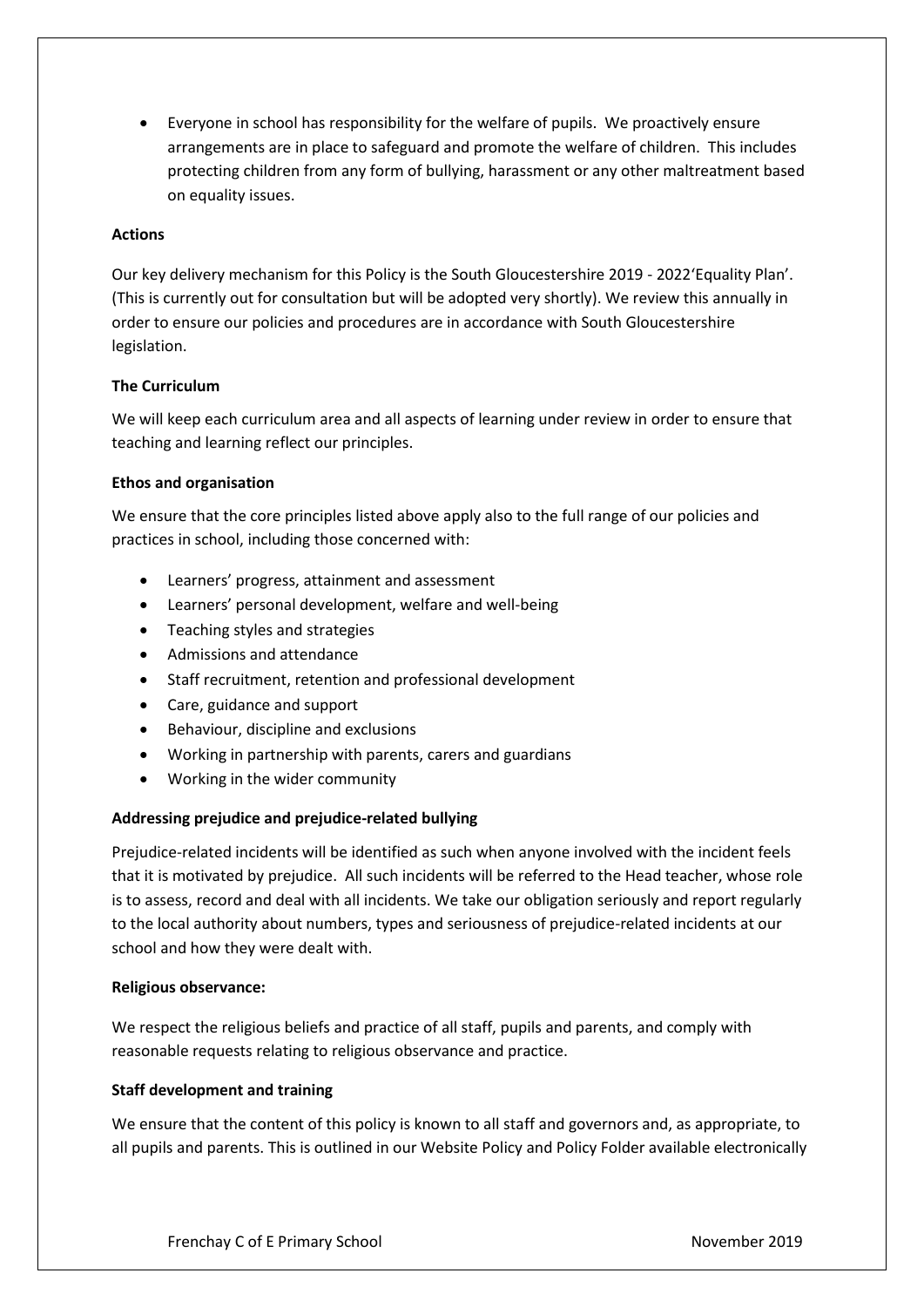- Everyone in school has responsibility for the welfare of pupils. We proactively ensure arrangements are in place to safeguard and promote the welfare of children. This includes protecting children from any form of bullying, harassment or any other maltreatment based on equality issues.

**Actions**

Our key delivery mechanism for this Policy is the South Gloucestershire 2019 - 2022'Equality Plan'. (This is currently out for consultation but will be adopted very shortly). We review this annually in order to ensure our policies and procedures are in accordance with South Gloucestershire legislation.

**The Curriculum**

We will keep each curriculum area and all aspects of learning under review in order to ensure that teaching and learning reflect our principles.

**Ethos and organisation**

We ensure that the core principles listed above apply also to the full range of our policies and practices in school, including those concerned with:

- Learners' progress, attainment and assessment
- Learners' personal development, welfare and well-being
- Teaching styles and strategies
- Admissions and attendance
- Staff recruitment, retention and professional development
- Care, guidance and support
- Behaviour, discipline and exclusions
- Working in partnership with parents, carers and guardians
- Working in the wider community

**Addressing prejudice and prejudice-related bullying**

Prejudice-related incidents will be identified as such when anyone involved with the incident feels that it is motivated by prejudice. All such incidents will be referred to the Head teacher, whose role is to assess, record and deal with all incidents. We take our obligation seriously and report regularly to the local authority about numbers, types and seriousness of prejudice-related incidents at our school and how they were dealt with.

**Religious observance:**

We respect the religious beliefs and practice of all staff, pupils and parents, and comply with reasonable requests relating to religious observance and practice.

**Staff development and training**

We ensure that the content of this policy is known to all staff and governors and, as appropriate, to all pupils and parents. This is outlined in our Website Policy and Policy Folder available electronically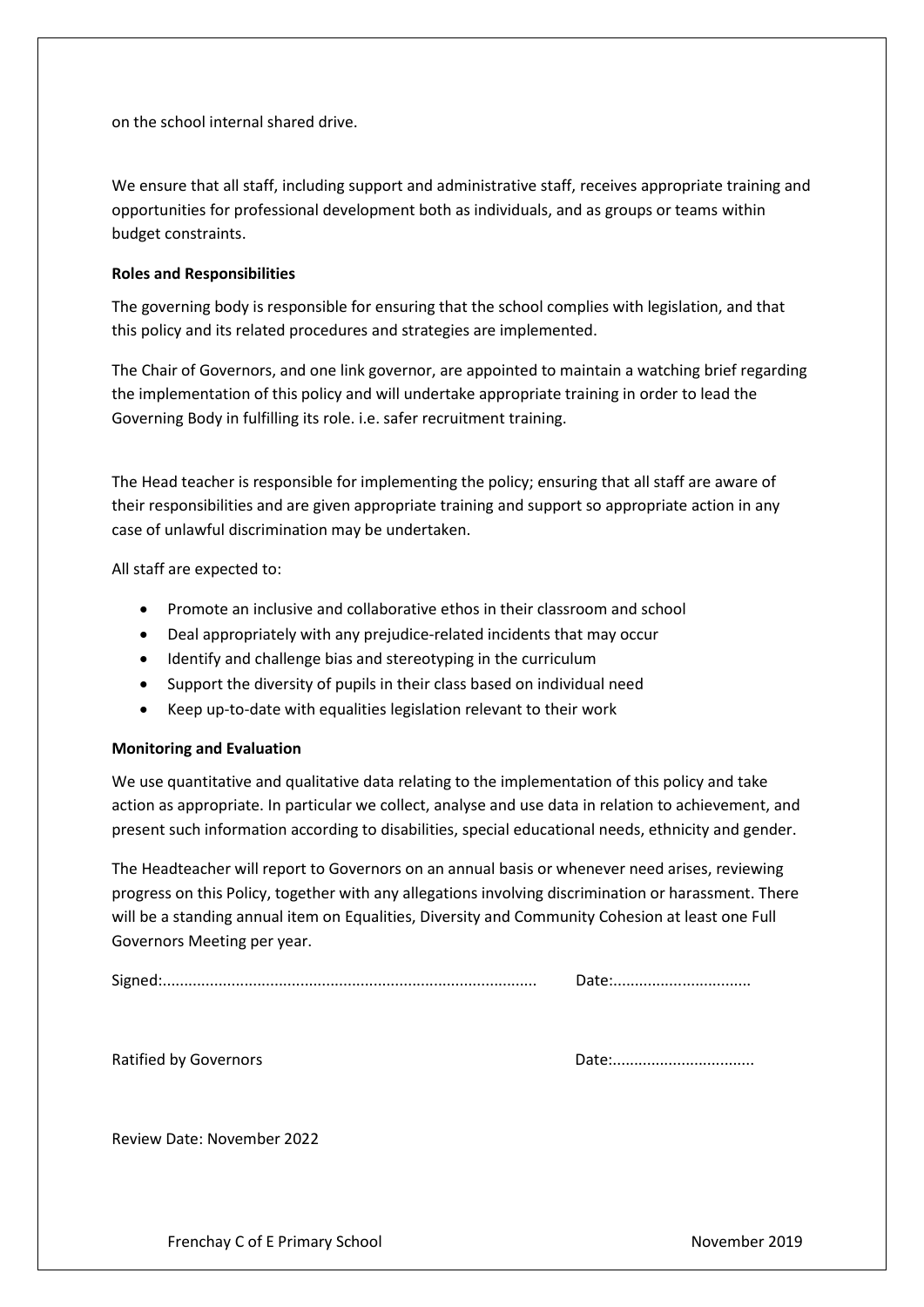on the school internal shared drive.

We ensure that all staff, including support and administrative staff, receives appropriate training and opportunities for professional development both as individuals, and as groups or teams within budget constraints.

**Roles and Responsibilities**

The governing body is responsible for ensuring that the school complies with legislation, and that this policy and its related procedures and strategies are implemented.

The Chair of Governors, and one link governor, are appointed to maintain a watching brief regarding the implementation of this policy and will undertake appropriate training in order to lead the Governing Body in fulfilling its role. i.e. safer recruitment training.

The Head teacher is responsible for implementing the policy; ensuring that all staff are aware of their responsibilities and are given appropriate training and support so appropriate action in any case of unlawful discrimination may be undertaken.

All staff are expected to:

- Promote an inclusive and collaborative ethos in their classroom and school
- Deal appropriately with any prejudice-related incidents that may occur
- Identify and challenge bias and stereotyping in the curriculum
- Support the diversity of pupils in their class based on individual need
- Keep up-to-date with equalities legislation relevant to their work

**Monitoring and Evaluation**

We use quantitative and qualitative data relating to the implementation of this policy and take action as appropriate. In particular we collect, analyse and use data in relation to achievement, and present such information according to disabilities, special educational needs, ethnicity and gender.

The Headteacher will report to Governors on an annual basis or whenever need arises, reviewing progress on this Policy, together with any allegations involving discrimination or harassment. There will be a standing annual item on Equalities, Diversity and Community Cohesion at least one Full Governors Meeting per year.

Signed:...................................................................................... Date:................................

Ratified by Governors Date:.................................

Review Date: November 2022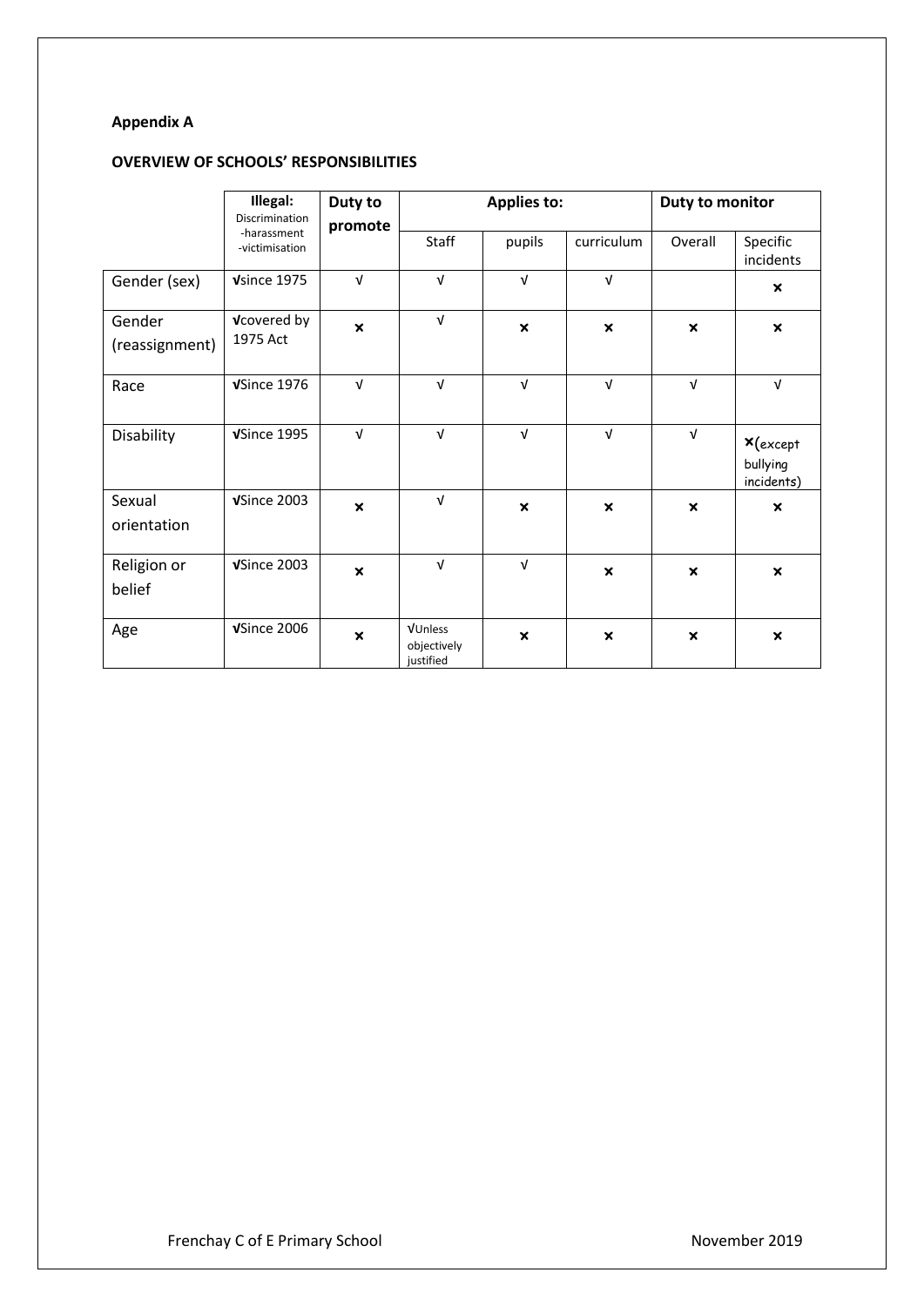**Appendix A**

**OVERVIEW OF SCHOOLS' RESPONSIBILITIES**

| | **Illegal:** Discrimination -harassment -victimisation | **Duty to promote** | **Applies to:** | | | **Duty to monitor** | |
|---|---|---|---|---|---|---|---|
| | | | Staff | pupils | curriculum | Overall | Specific incidents |
| Gender (sex) | √since 1975 | √ | √ | √ | √ | | × |
| Gender (reassignment) | √covered by 1975 Act | × | √ | × | × | × | × |
| Race | √Since 1976 | √ | √ | √ | √ | √ | √ |
| Disability | √Since 1995 | √ | √ | √ | √ | √ | ×(except bullying incidents) |
| Sexual orientation | √Since 2003 | × | √ | × | × | × | × |
| Religion or belief | √Since 2003 | × | √ | √ | × | × | × |
| Age | √Since 2006 | × | √Unless objectively justified | × | × | × | × |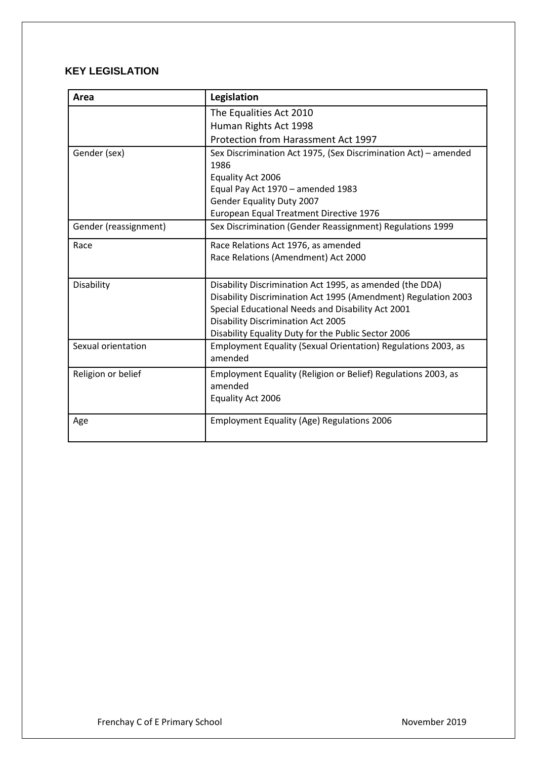## KEY LEGISLATION

| Area | Legislation |
|---|---|
| | The Equalities Act 2010<br>Human Rights Act 1998<br>Protection from Harassment Act 1997 |
| Gender (sex) | Sex Discrimination Act 1975, (Sex Discrimination Act) – amended 1986<br>Equality Act 2006<br>Equal Pay Act 1970 – amended 1983<br>Gender Equality Duty 2007<br>European Equal Treatment Directive 1976 |
| Gender (reassignment) | Sex Discrimination (Gender Reassignment) Regulations 1999 |
| Race | Race Relations Act 1976, as amended<br>Race Relations (Amendment) Act 2000 |
| Disability | Disability Discrimination Act 1995, as amended (the DDA)<br>Disability Discrimination Act 1995 (Amendment) Regulation 2003<br>Special Educational Needs and Disability Act 2001<br>Disability Discrimination Act 2005<br>Disability Equality Duty for the Public Sector 2006 |
| Sexual orientation | Employment Equality (Sexual Orientation) Regulations 2003, as amended |
| Religion or belief | Employment Equality (Religion or Belief) Regulations 2003, as amended<br>Equality Act 2006 |
| Age | Employment Equality (Age) Regulations 2006 |